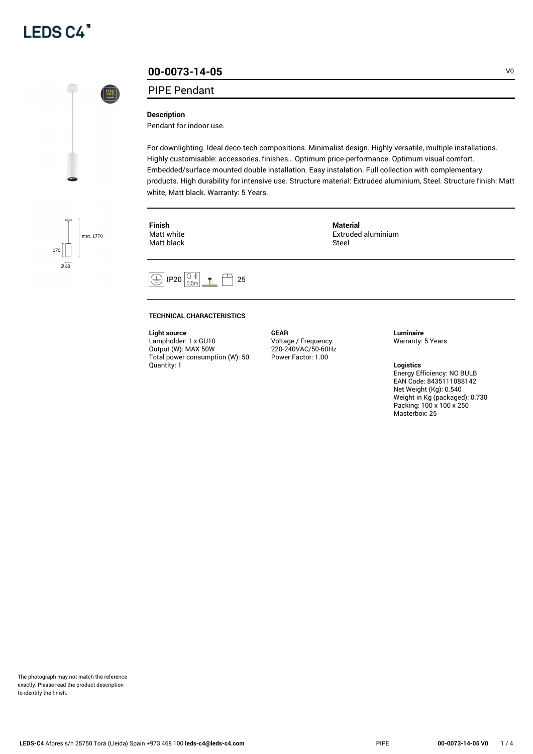# 00-0073-14-05

V0

## PIPE Pendant

**Description**

Pendant for indoor use.

For downlighting. Ideal deco-tech compositions. Minimalist design. Highly versatile, multiple installations. Highly customisable: accessories, finishes… Optimum price-performance. Optimum visual comfort. Embedded/surface mounted double installation. Easy instalation. Full collection with complementary products. High durability for intensive use. Structure material: Extruded aluminium, Steel. Structure finish: Matt white, Matt black. Warranty: 5 Years.

max. 1770

170

Ø 68

**Finish**
Matt white
Matt black

**Material**
Extruded aluminium
Steel

IP20 0,5m 25

#### TECHNICAL CHARACTERISTICS

**Light source**
Lampholder: 1 x GU10
Output (W): MAX 50W
Total power consumption (W): 50
Quantity: 1

**GEAR**
Voltage / Frequency: 220-240VAC/50-60Hz
Power Factor: 1.00

**Luminaire**
Warranty: 5 Years

**Logistics**
Energy Efficiency: NO BULB
EAN Code: 8435111088142
Net Weight (Kg): 0.540
Weight in Kg (packaged): 0.730
Packing: 100 x 100 x 250
Masterbox: 25

The photograph may not match the reference exactly. Please read the product description to identify the finish.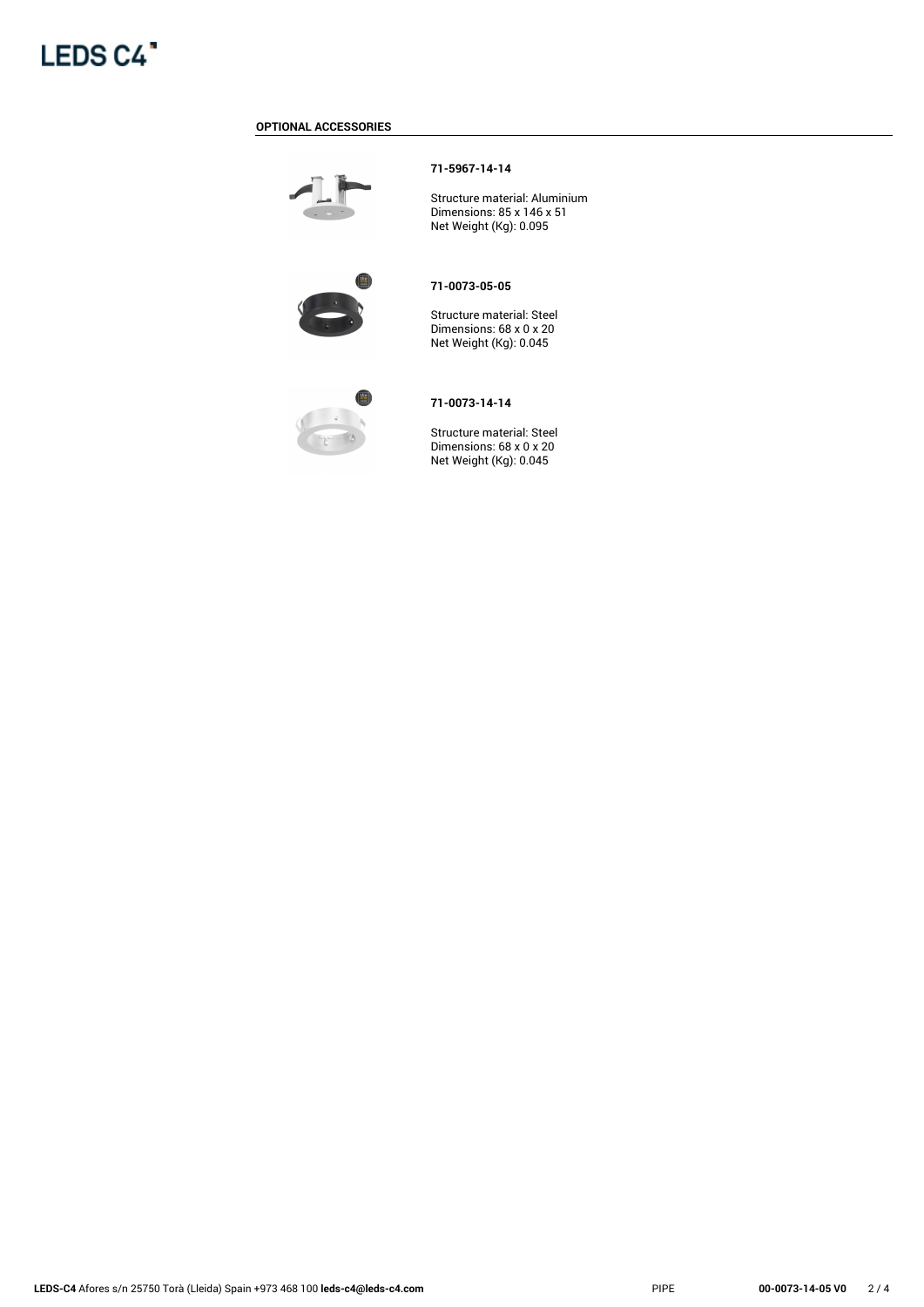## OPTIONAL ACCESSORIES

**71-5967-14-14**

Structure material: Aluminium
Dimensions: 85 x 146 x 51
Net Weight (Kg): 0.095

**71-0073-05-05**

Structure material: Steel
Dimensions: 68 x 0 x 20
Net Weight (Kg): 0.045

**71-0073-14-14**

Structure material: Steel
Dimensions: 68 x 0 x 20
Net Weight (Kg): 0.045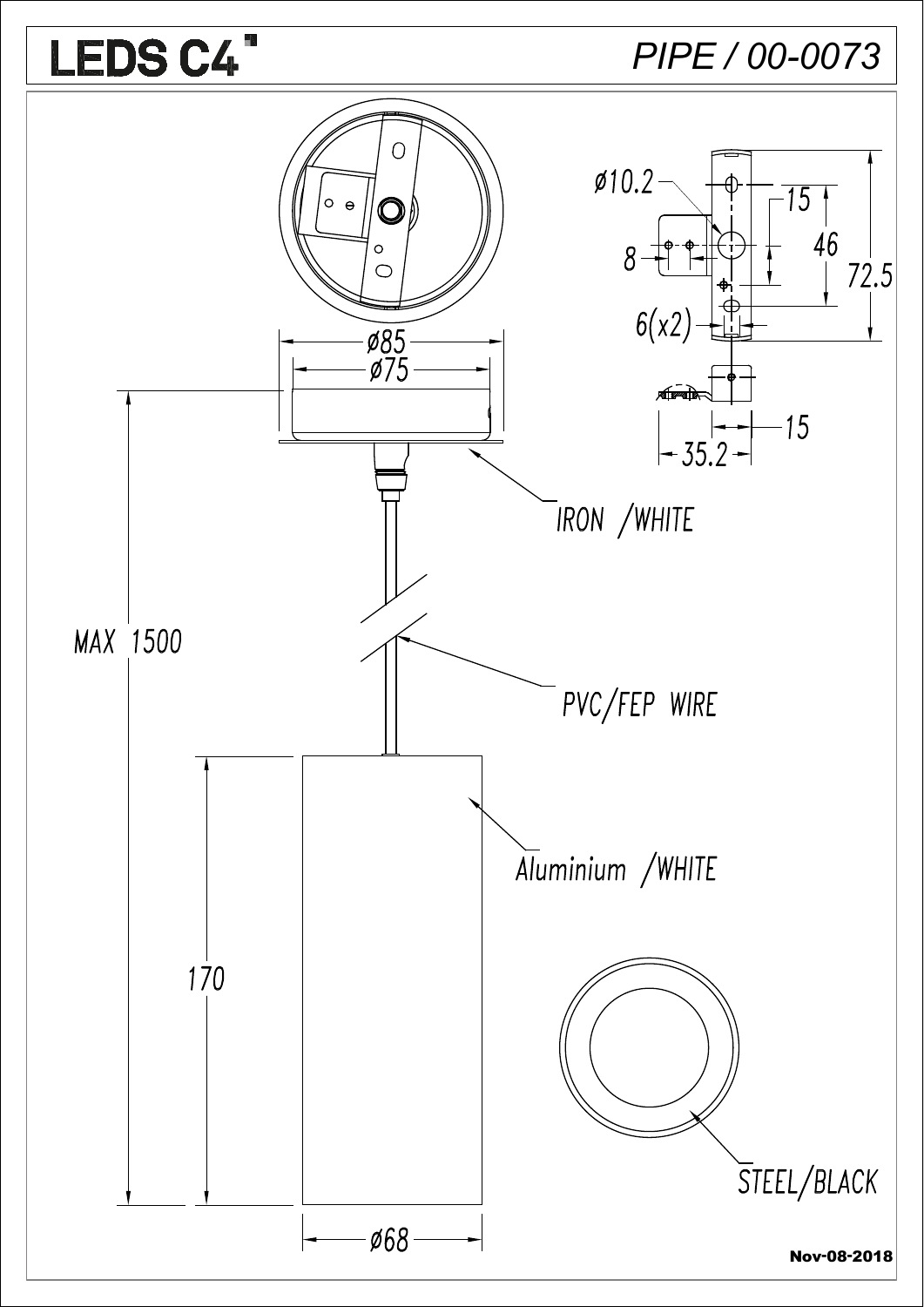# LEDS C4

## PIPE / 00-0073

ø10.2

15

46

72.5

8

6(x2)

15

35.2

ø85

ø75

IRON /WHITE

MAX 1500

PVC/FEP WIRE

170

Aluminium /WHITE

STEEL/BLACK

ø68

**Nov-08-2018**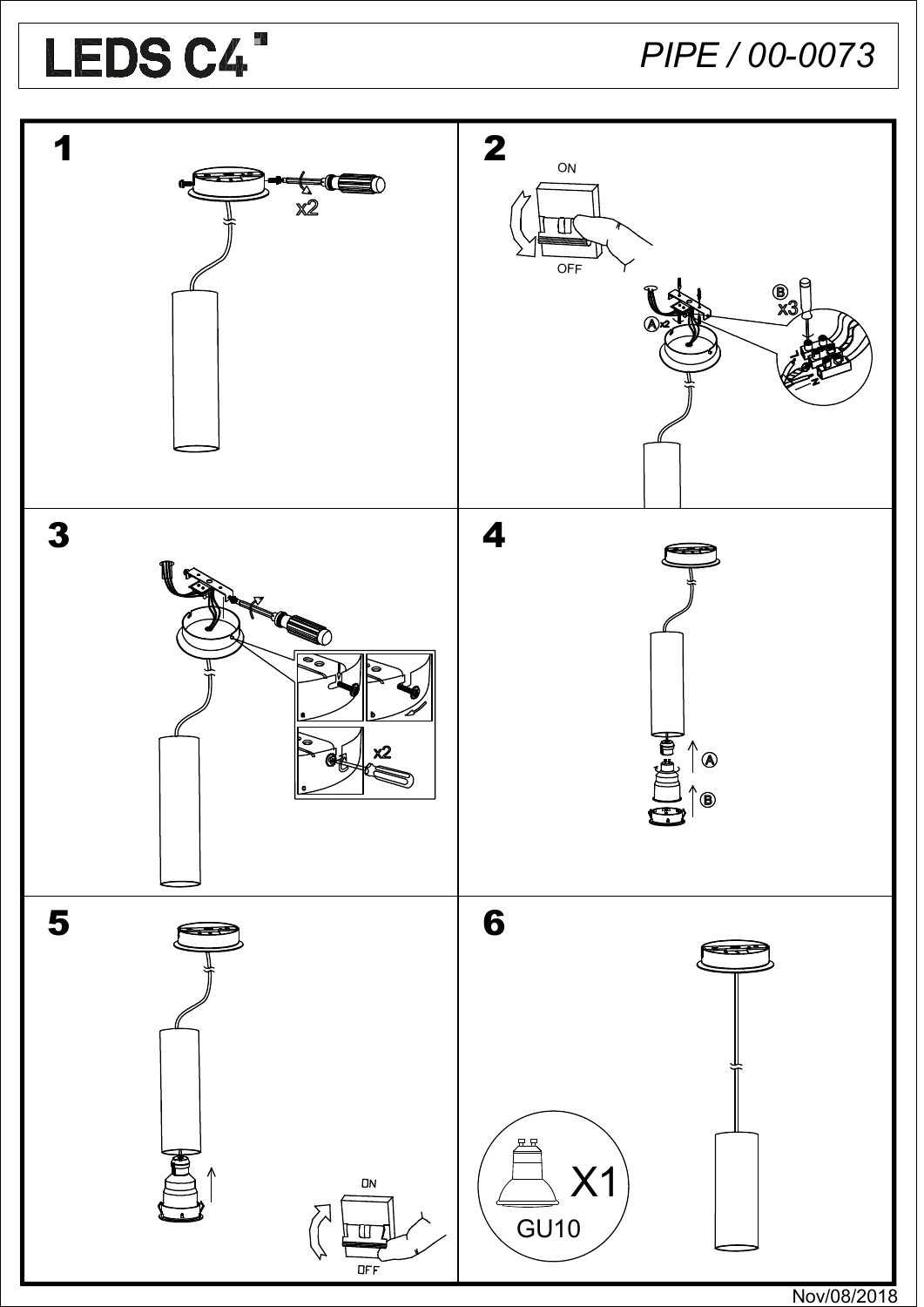# LEDS C4

*PIPE / 00-0073*

1

x2

2

ON

OFF

A x2

B x3

3

x2

4

A

B

5

ON

OFF

6

X1

GU10

Nov/08/2018